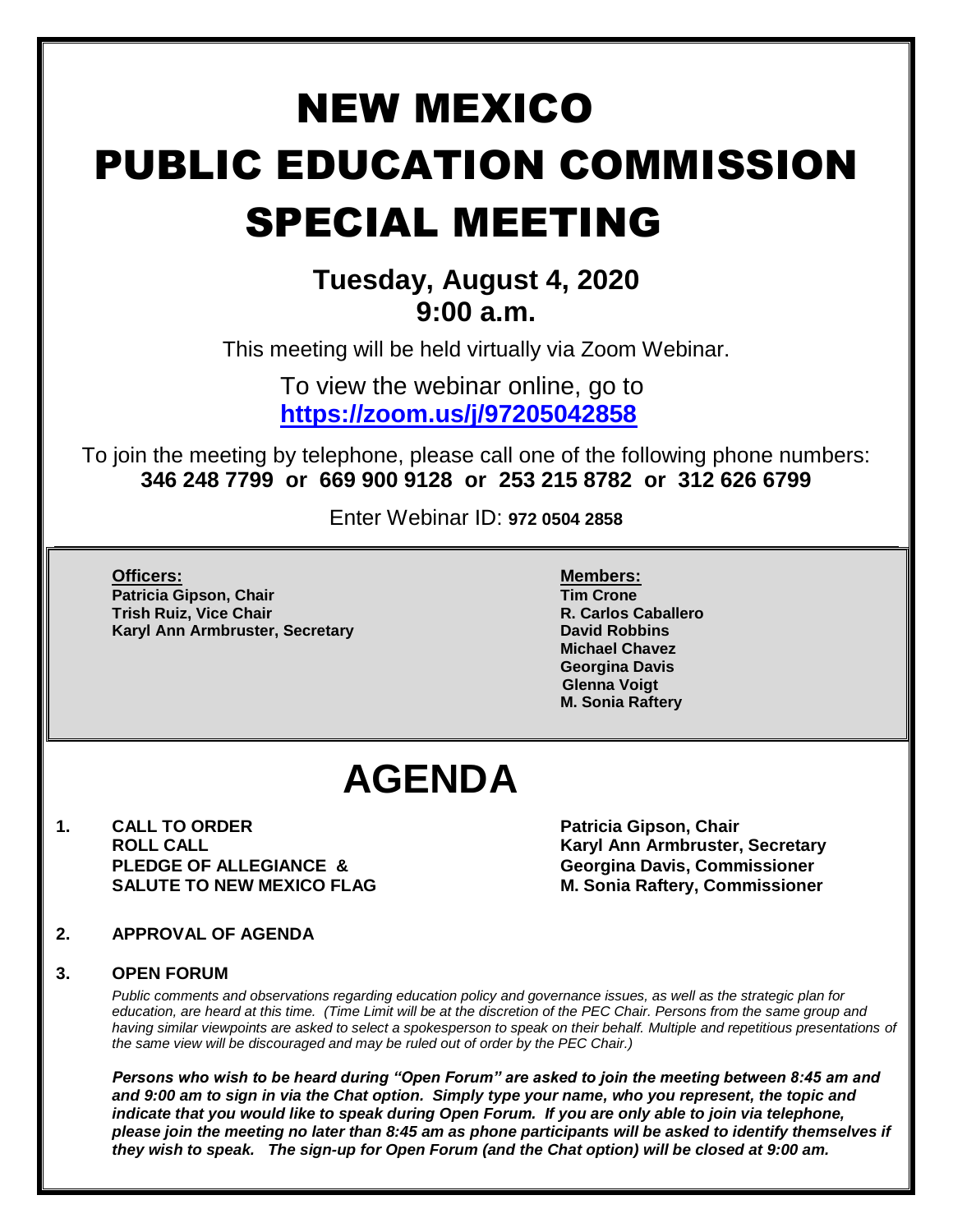# NEW MEXICO PUBLIC EDUCATION COMMISSION SPECIAL MEETING

## Tuesday, August 4, 2020
## 9:00 a.m.

This meeting will be held virtually via Zoom Webinar.

To view the webinar online, go to
**https://zoom.us/j/97205042858**

To join the meeting by telephone, please call one of the following phone numbers:
**346 248 7799 or 669 900 9128 or 253 215 8782 or 312 626 6799**

Enter Webinar ID: **972 0504 2858**

**Officers:**
**Patricia Gipson, Chair**
**Trish Ruiz, Vice Chair**
**Karyl Ann Armbruster, Secretary**

**Members:**
**Tim Crone**
**R. Carlos Caballero**
**David Robbins**
**Michael Chavez**
**Georgina Davis**
**Glenna Voigt**
**M. Sonia Raftery**

# AGENDA

1. **CALL TO ORDER** — **Patricia Gipson, Chair**
   **ROLL CALL** — **Karyl Ann Armbruster, Secretary**
   **PLEDGE OF ALLEGIANCE & SALUTE TO NEW MEXICO FLAG** — **Georgina Davis, Commissioner; M. Sonia Raftery, Commissioner**

2. **APPROVAL OF AGENDA**

3. **OPEN FORUM**

   *Public comments and observations regarding education policy and governance issues, as well as the strategic plan for education, are heard at this time. (Time Limit will be at the discretion of the PEC Chair. Persons from the same group and having similar viewpoints are asked to select a spokesperson to speak on their behalf. Multiple and repetitious presentations of the same view will be discouraged and may be ruled out of order by the PEC Chair.)*

   ***Persons who wish to be heard during "Open Forum" are asked to join the meeting between 8:45 am and and 9:00 am to sign in via the Chat option. Simply type your name, who you represent, the topic and indicate that you would like to speak during Open Forum. If you are only able to join via telephone, please join the meeting no later than 8:45 am as phone participants will be asked to identify themselves if they wish to speak. The sign-up for Open Forum (and the Chat option) will be closed at 9:00 am.***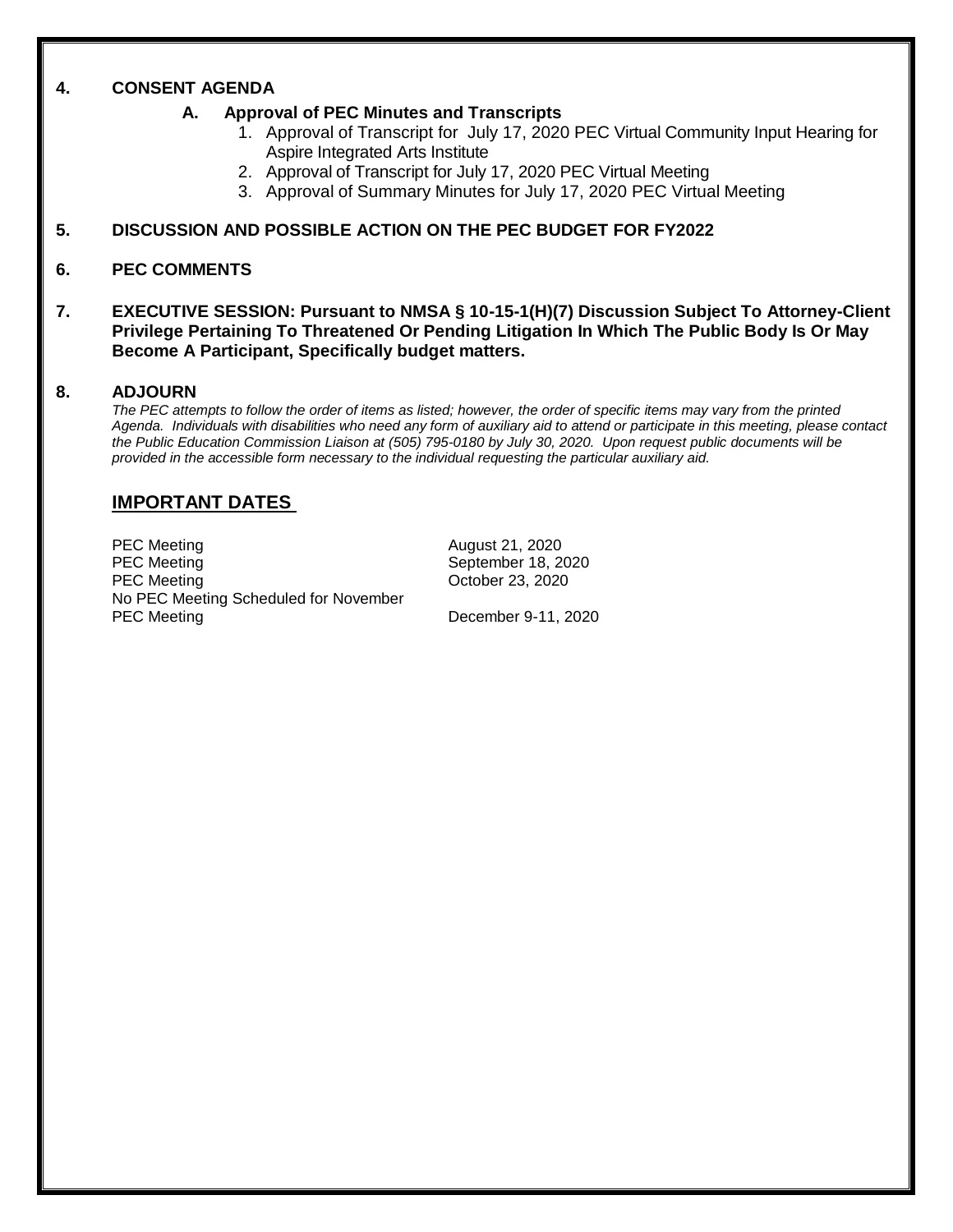**4. CONSENT AGENDA**

**A. Approval of PEC Minutes and Transcripts**

1. Approval of Transcript for July 17, 2020 PEC Virtual Community Input Hearing for Aspire Integrated Arts Institute
2. Approval of Transcript for July 17, 2020 PEC Virtual Meeting
3. Approval of Summary Minutes for July 17, 2020 PEC Virtual Meeting

**5. DISCUSSION AND POSSIBLE ACTION ON THE PEC BUDGET FOR FY2022**

**6. PEC COMMENTS**

**7. EXECUTIVE SESSION: Pursuant to NMSA § 10-15-1(H)(7) Discussion Subject To Attorney-Client Privilege Pertaining To Threatened Or Pending Litigation In Which The Public Body Is Or May Become A Participant, Specifically budget matters.**

**8. ADJOURN**

*The PEC attempts to follow the order of items as listed; however, the order of specific items may vary from the printed Agenda. Individuals with disabilities who need any form of auxiliary aid to attend or participate in this meeting, please contact the Public Education Commission Liaison at (505) 795-0180 by July 30, 2020. Upon request public documents will be provided in the accessible form necessary to the individual requesting the particular auxiliary aid.*

## IMPORTANT DATES

| | |
|---|---|
| PEC Meeting | August 21, 2020 |
| PEC Meeting | September 18, 2020 |
| PEC Meeting | October 23, 2020 |
| No PEC Meeting Scheduled for November | |
| PEC Meeting | December 9-11, 2020 |